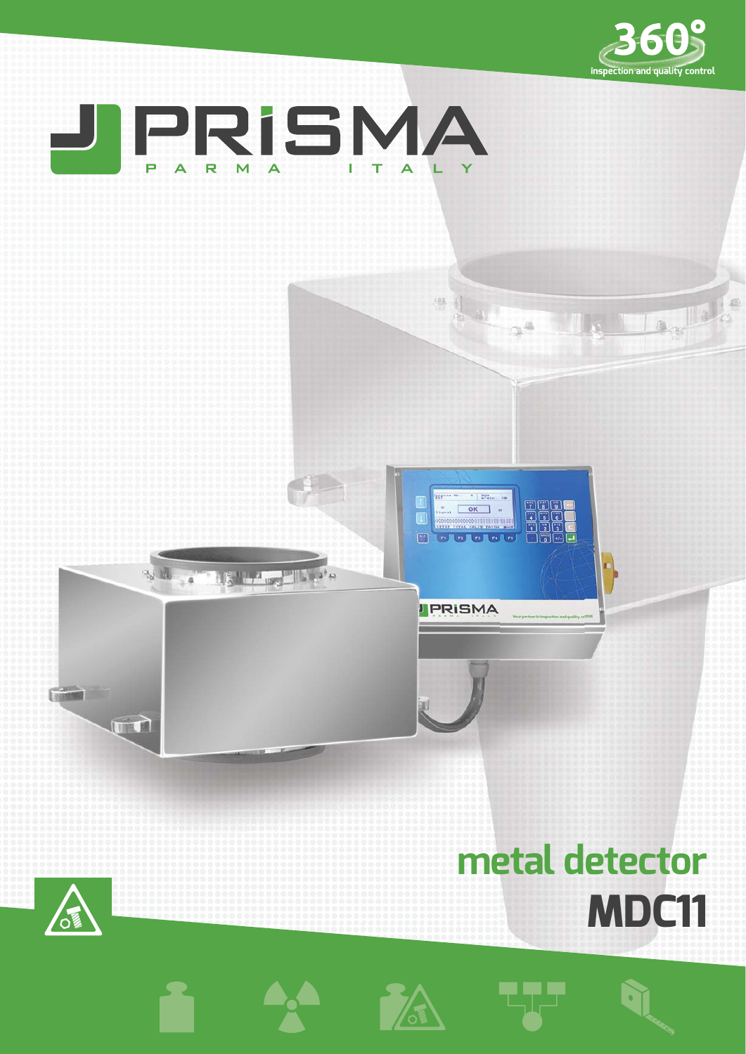360°
inspection and quality control

# PRISMA

PARMA ITALY

## metal detector
# MDC11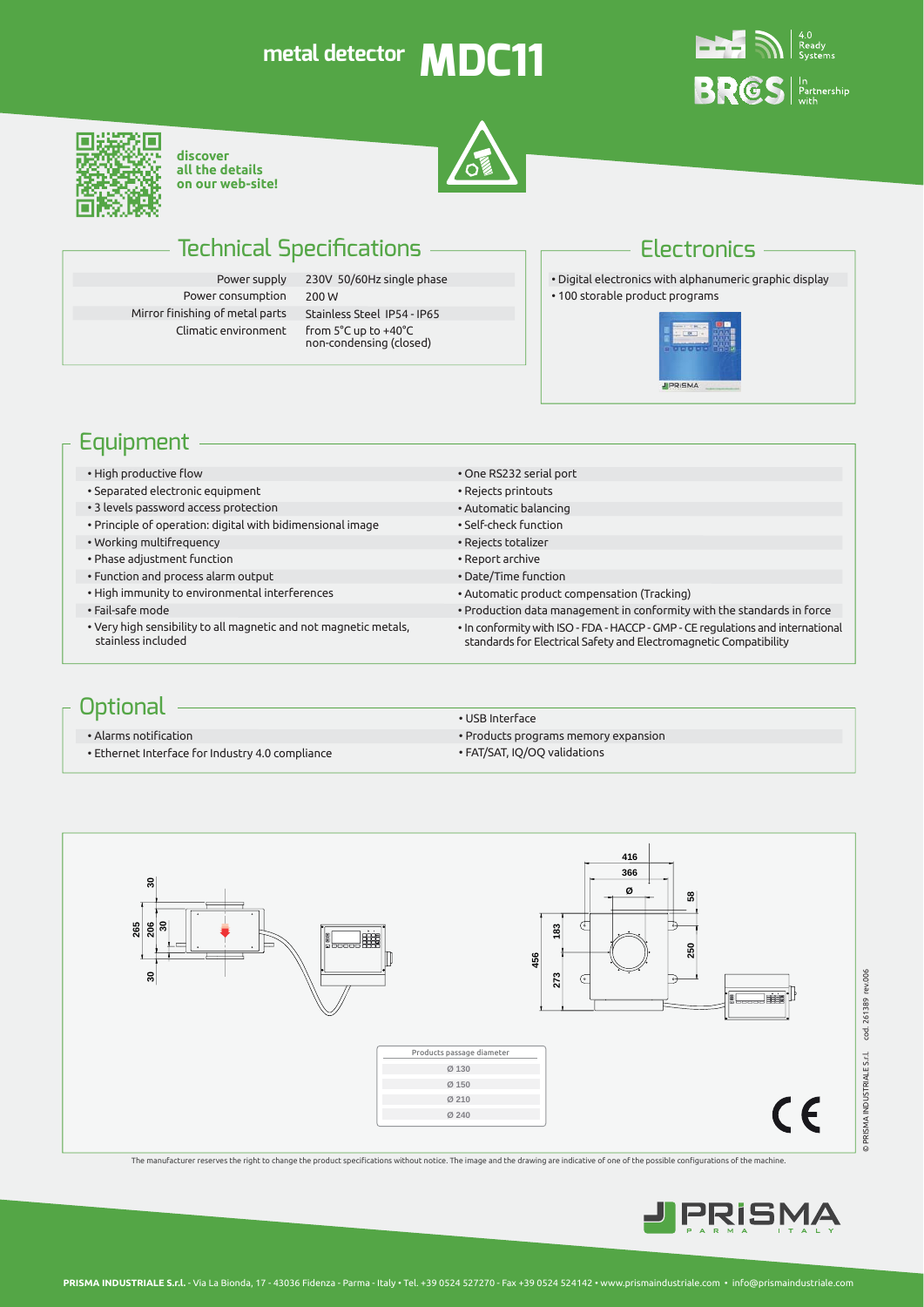# metal detector MDC11

4.0 Ready Systems

BRCS In Partnership with

discover all the details on our web-site!

## Technical Specifications

| | |
|---|---|
| Power supply | 230V 50/60Hz single phase |
| Power consumption | 200 W |
| Mirror finishing of metal parts | Stainless Steel IP54 - IP65 |
| Climatic environment | from 5°C up to +40°C non-condensing (closed) |

## Electronics

- Digital electronics with alphanumeric graphic display
- 100 storable product programs

## Equipment

- High productive flow
- Separated electronic equipment
- 3 levels password access protection
- Principle of operation: digital with bidimensional image
- Working multifrequency
- Phase adjustment function
- Function and process alarm output
- High immunity to environmental interferences
- Fail-safe mode
- Very high sensibility to all magnetic and not magnetic metals, stainless included
- One RS232 serial port
- Rejects printouts
- Automatic balancing
- Self-check function
- Rejects totalizer
- Report archive
- Date/Time function
- Automatic product compensation (Tracking)
- Production data management in conformity with the standards in force
- In conformity with ISO - FDA - HACCP - GMP - CE regulations and international standards for Electrical Safety and Electromagnetic Compatibility

## Optional

- Alarms notification
- Ethernet Interface for Industry 4.0 compliance
- USB Interface
- Products programs memory expansion
- FAT/SAT, IQ/OQ validations

30
265
206
30
30

416
366
Ø
58
183
456
250
273

| Products passage diameter |
|---|
| Ø 130 |
| Ø 150 |
| Ø 210 |
| Ø 240 |

CE

© PRISMA INDUSTRIALE S.r.l. cod. 261389 rev.006

The manufacturer reserves the right to change the product specifications without notice. The image and the drawing are indicative of one of the possible configurations of the machine.

PRISMA PARMA ITALY

**PRISMA INDUSTRIALE S.r.l.** - Via La Bionda, 17 - 43036 Fidenza - Parma - Italy • Tel. +39 0524 527270 - Fax +39 0524 524142 • www.prismaindustriale.com • info@prismaindustriale.com